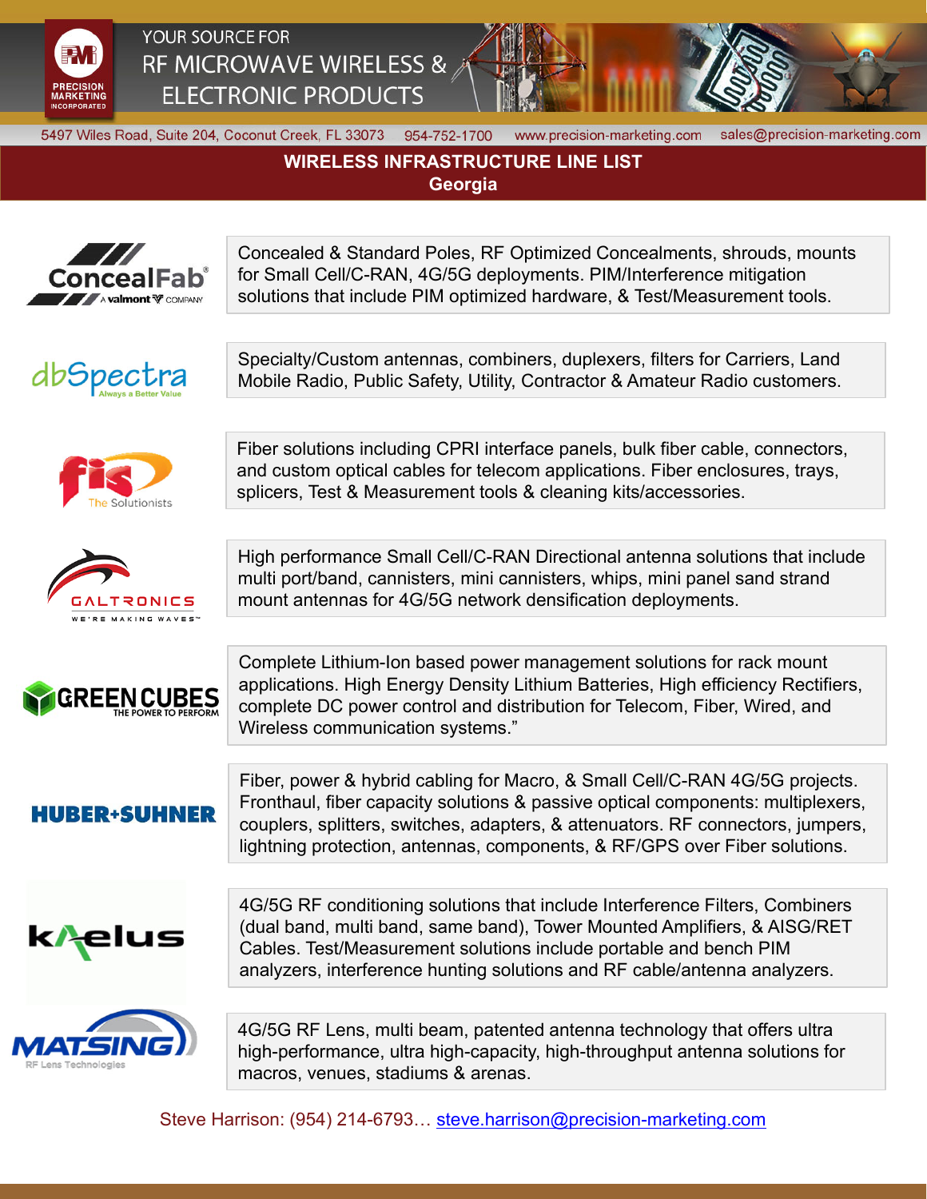PRECISION MARKETING INCORPORATED

YOUR SOURCE FOR
RF MICROWAVE WIRELESS &
ELECTRONIC PRODUCTS

5497 Wiles Road, Suite 204, Coconut Creek, FL 33073 954-752-1700 www.precision-marketing.com sales@precision-marketing.com

# WIRELESS INFRASTRUCTURE LINE LIST
## Georgia

| Company | Products |
|---|---|
| ConcealFab (A valmont COMPANY) | Concealed & Standard Poles, RF Optimized Concealments, shrouds, mounts for Small Cell/C-RAN, 4G/5G deployments. PIM/Interference mitigation solutions that include PIM optimized hardware, & Test/Measurement tools. |
| dbSpectra (Always a Better Value) | Specialty/Custom antennas, combiners, duplexers, filters for Carriers, Land Mobile Radio, Public Safety, Utility, Contractor & Amateur Radio customers. |
| fis (The Solutionists) | Fiber solutions including CPRI interface panels, bulk fiber cable, connectors, and custom optical cables for telecom applications. Fiber enclosures, trays, splicers, Test & Measurement tools & cleaning kits/accessories. |
| GALTRONICS (WE'RE MAKING WAVES™) | High performance Small Cell/C-RAN Directional antenna solutions that include multi port/band, cannisters, mini cannisters, whips, mini panel sand strand mount antennas for 4G/5G network densification deployments. |
| GREEN CUBES (THE POWER TO PERFORM) | Complete Lithium-Ion based power management solutions for rack mount applications. High Energy Density Lithium Batteries, High efficiency Rectifiers, complete DC power control and distribution for Telecom, Fiber, Wired, and Wireless communication systems." |
| HUBER+SUHNER | Fiber, power & hybrid cabling for Macro, & Small Cell/C-RAN 4G/5G projects. Fronthaul, fiber capacity solutions & passive optical components: multiplexers, couplers, splitters, switches, adapters, & attenuators. RF connectors, jumpers, lightning protection, antennas, components, & RF/GPS over Fiber solutions. |
| kaelus | 4G/5G RF conditioning solutions that include Interference Filters, Combiners (dual band, multi band, same band), Tower Mounted Amplifiers, & AISG/RET Cables. Test/Measurement solutions include portable and bench PIM analyzers, interference hunting solutions and RF cable/antenna analyzers. |
| MATSING (RF Lens Technologies) | 4G/5G RF Lens, multi beam, patented antenna technology that offers ultra high-performance, ultra high-capacity, high-throughput antenna solutions for macros, venues, stadiums & arenas. |

Steve Harrison: (954) 214-6793… steve.harrison@precision-marketing.com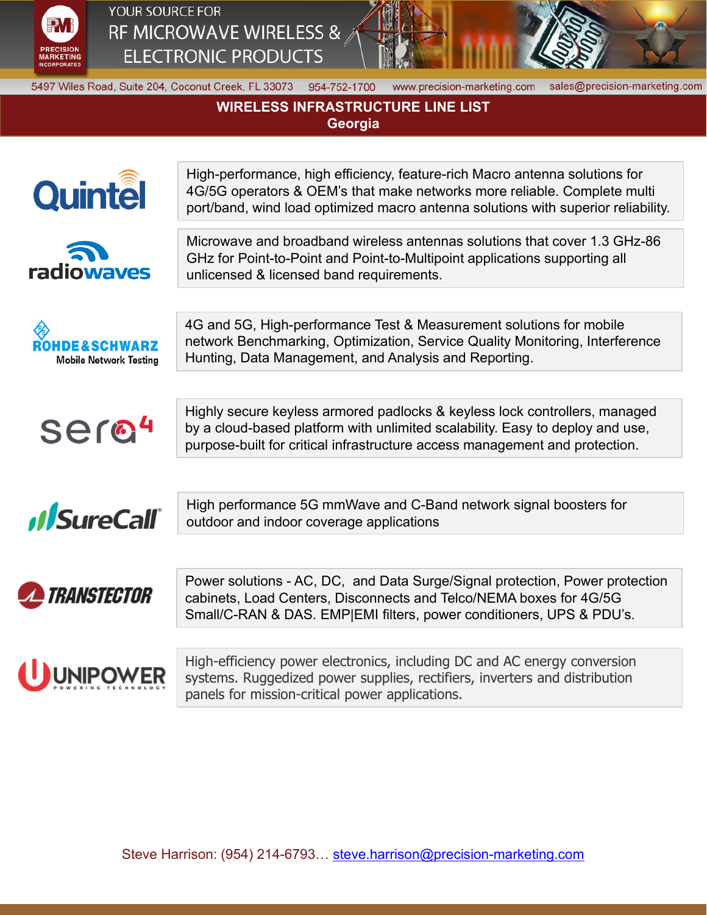YOUR SOURCE FOR RF MICROWAVE WIRELESS & ELECTRONIC PRODUCTS

5497 Wiles Road, Suite 204, Coconut Creek, FL 33073 954-752-1700 www.precision-marketing.com sales@precision-marketing.com

# WIRELESS INFRASTRUCTURE LINE LIST
## Georgia

**Quintel**

High-performance, high efficiency, feature-rich Macro antenna solutions for 4G/5G operators & OEM's that make networks more reliable. Complete multi port/band, wind load optimized macro antenna solutions with superior reliability.

**radiowaves**

Microwave and broadband wireless antennas solutions that cover 1.3 GHz-86 GHz for Point-to-Point and Point-to-Multipoint applications supporting all unlicensed & licensed band requirements.

**ROHDE&SCHWARZ Mobile Network Testing**

4G and 5G, High-performance Test & Measurement solutions for mobile network Benchmarking, Optimization, Service Quality Monitoring, Interference Hunting, Data Management, and Analysis and Reporting.

**sera4**

Highly secure keyless armored padlocks & keyless lock controllers, managed by a cloud-based platform with unlimited scalability. Easy to deploy and use, purpose-built for critical infrastructure access management and protection.

**SureCall**

High performance 5G mmWave and C-Band network signal boosters for outdoor and indoor coverage applications

**TRANSTECTOR**

Power solutions - AC, DC, and Data Surge/Signal protection, Power protection cabinets, Load Centers, Disconnects and Telco/NEMA boxes for 4G/5G Small/C-RAN & DAS. EMP|EMI filters, power conditioners, UPS & PDU's.

**UNIPOWER**

High-efficiency power electronics, including DC and AC energy conversion systems. Ruggedized power supplies, rectifiers, inverters and distribution panels for mission-critical power applications.

Steve Harrison: (954) 214-6793… steve.harrison@precision-marketing.com